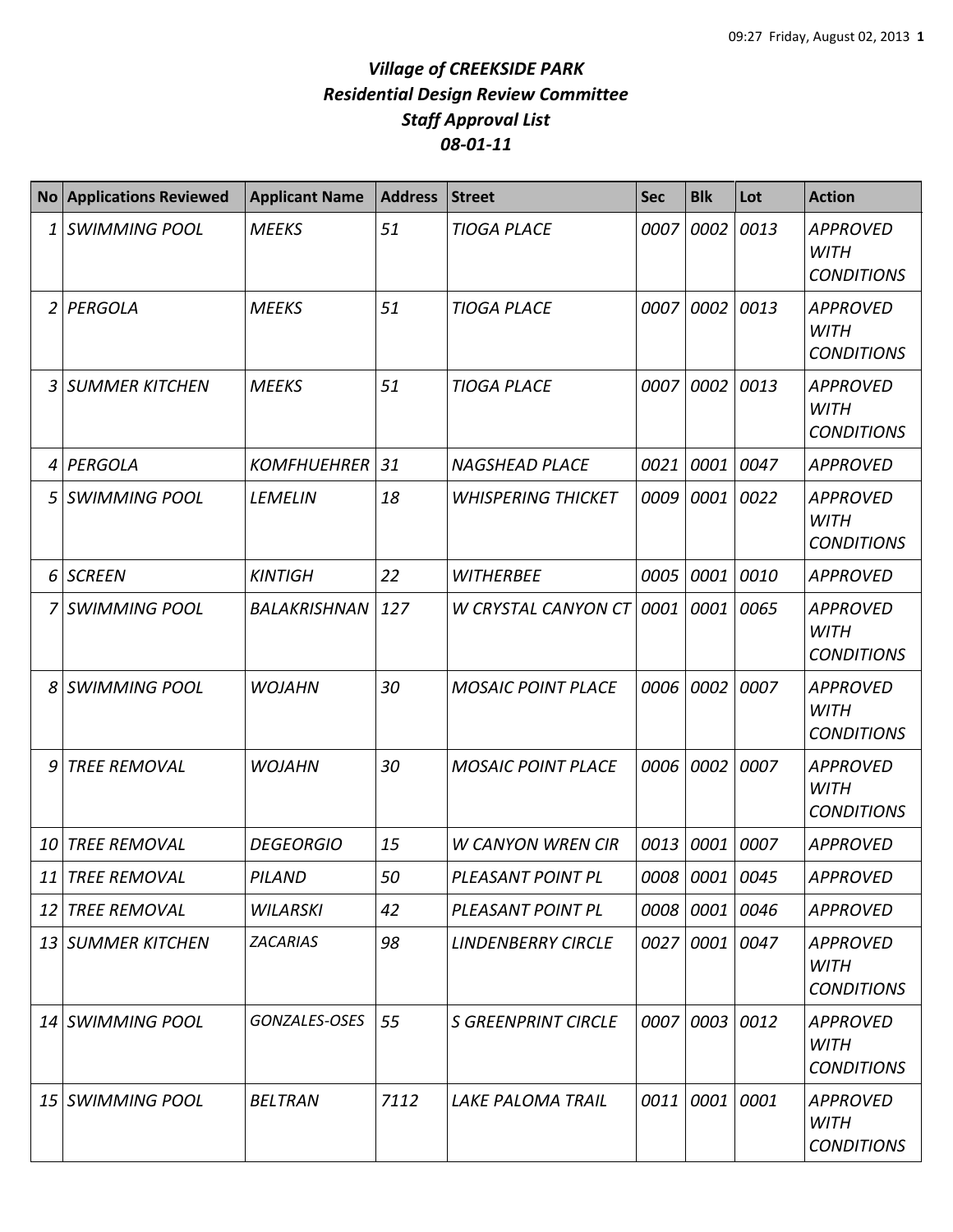# *Village of CREEKSIDE PARK*
## *Residential Design Review Committee*
## *Staff Approval List*
## *08-01-11*

| No | Applications Reviewed | Applicant Name | Address | Street | Sec | Blk | Lot | Action |
|---|---|---|---|---|---|---|---|---|
| 1 | *SWIMMING POOL* | *MEEKS* | *51* | *TIOGA PLACE* | *0007* | *0002* | *0013* | *APPROVED WITH CONDITIONS* |
| 2 | *PERGOLA* | *MEEKS* | *51* | *TIOGA PLACE* | *0007* | *0002* | *0013* | *APPROVED WITH CONDITIONS* |
| 3 | *SUMMER KITCHEN* | *MEEKS* | *51* | *TIOGA PLACE* | *0007* | *0002* | *0013* | *APPROVED WITH CONDITIONS* |
| 4 | *PERGOLA* | *KOMFHUEHRER* | *31* | *NAGSHEAD PLACE* | *0021* | *0001* | *0047* | *APPROVED* |
| 5 | *SWIMMING POOL* | *LEMELIN* | *18* | *WHISPERING THICKET* | *0009* | *0001* | *0022* | *APPROVED WITH CONDITIONS* |
| 6 | *SCREEN* | *KINTIGH* | *22* | *WITHERBEE* | *0005* | *0001* | *0010* | *APPROVED* |
| 7 | *SWIMMING POOL* | *BALAKRISHNAN* | *127* | *W CRYSTAL CANYON CT* | *0001* | *0001* | *0065* | *APPROVED WITH CONDITIONS* |
| 8 | *SWIMMING POOL* | *WOJAHN* | *30* | *MOSAIC POINT PLACE* | *0006* | *0002* | *0007* | *APPROVED WITH CONDITIONS* |
| 9 | *TREE REMOVAL* | *WOJAHN* | *30* | *MOSAIC POINT PLACE* | *0006* | *0002* | *0007* | *APPROVED WITH CONDITIONS* |
| 10 | *TREE REMOVAL* | *DEGEORGIO* | *15* | *W CANYON WREN CIR* | *0013* | *0001* | *0007* | *APPROVED* |
| 11 | *TREE REMOVAL* | *PILAND* | *50* | *PLEASANT POINT PL* | *0008* | *0001* | *0045* | *APPROVED* |
| 12 | *TREE REMOVAL* | *WILARSKI* | *42* | *PLEASANT POINT PL* | *0008* | *0001* | *0046* | *APPROVED* |
| 13 | *SUMMER KITCHEN* | *ZACARIAS* | *98* | *LINDENBERRY CIRCLE* | *0027* | *0001* | *0047* | *APPROVED WITH CONDITIONS* |
| 14 | *SWIMMING POOL* | *GONZALES-OSES* | *55* | *S GREENPRINT CIRCLE* | *0007* | *0003* | *0012* | *APPROVED WITH CONDITIONS* |
| 15 | *SWIMMING POOL* | *BELTRAN* | *7112* | *LAKE PALOMA TRAIL* | *0011* | *0001* | *0001* | *APPROVED WITH CONDITIONS* |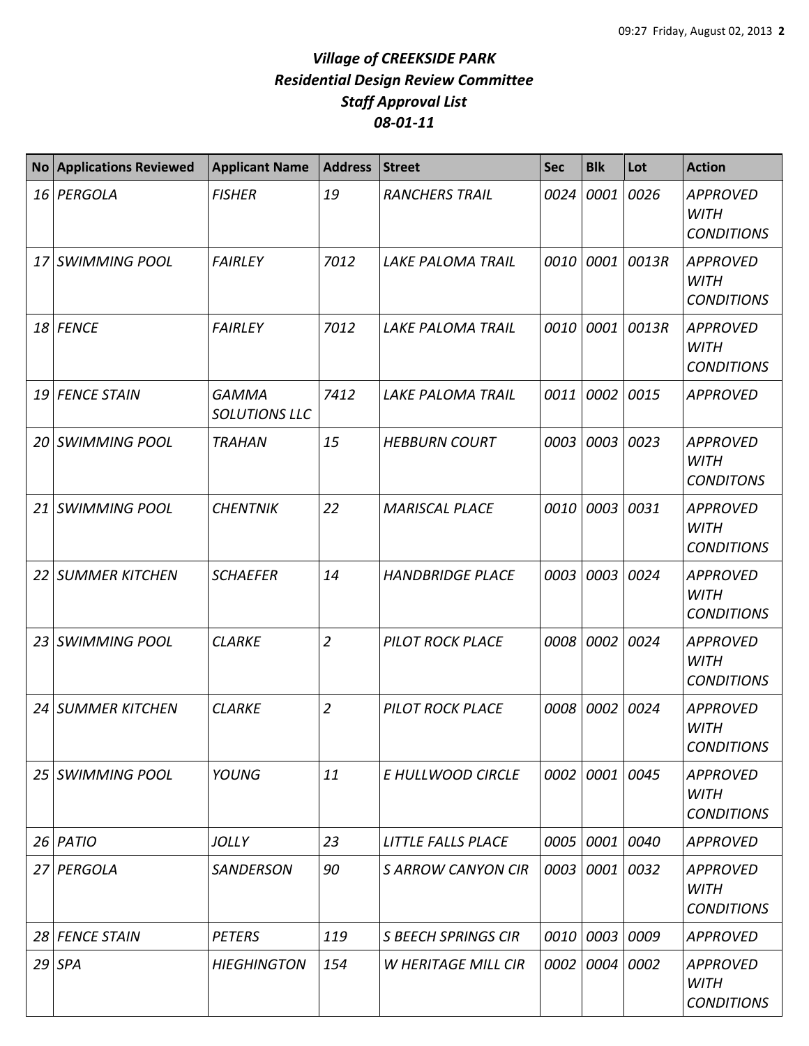# *Village of CREEKSIDE PARK*
## *Residential Design Review Committee*
### *Staff Approval List*
### *08-01-11*

| No | Applications Reviewed | Applicant Name | Address | Street | Sec | Blk | Lot | Action |
|---|---|---|---|---|---|---|---|---|
| *16* | *PERGOLA* | *FISHER* | *19* | *RANCHERS TRAIL* | *0024* | *0001* | *0026* | *APPROVED WITH CONDITIONS* |
| *17* | *SWIMMING POOL* | *FAIRLEY* | *7012* | *LAKE PALOMA TRAIL* | *0010* | *0001* | *0013R* | *APPROVED WITH CONDITIONS* |
| *18* | *FENCE* | *FAIRLEY* | *7012* | *LAKE PALOMA TRAIL* | *0010* | *0001* | *0013R* | *APPROVED WITH CONDITIONS* |
| *19* | *FENCE STAIN* | *GAMMA SOLUTIONS LLC* | *7412* | *LAKE PALOMA TRAIL* | *0011* | *0002* | *0015* | *APPROVED* |
| *20* | *SWIMMING POOL* | *TRAHAN* | *15* | *HEBBURN COURT* | *0003* | *0003* | *0023* | *APPROVED WITH CONDITONS* |
| *21* | *SWIMMING POOL* | *CHENTNIK* | *22* | *MARISCAL PLACE* | *0010* | *0003* | *0031* | *APPROVED WITH CONDITIONS* |
| *22* | *SUMMER KITCHEN* | *SCHAEFER* | *14* | *HANDBRIDGE PLACE* | *0003* | *0003* | *0024* | *APPROVED WITH CONDITIONS* |
| *23* | *SWIMMING POOL* | *CLARKE* | *2* | *PILOT ROCK PLACE* | *0008* | *0002* | *0024* | *APPROVED WITH CONDITIONS* |
| *24* | *SUMMER KITCHEN* | *CLARKE* | *2* | *PILOT ROCK PLACE* | *0008* | *0002* | *0024* | *APPROVED WITH CONDITIONS* |
| *25* | *SWIMMING POOL* | *YOUNG* | *11* | *E HULLWOOD CIRCLE* | *0002* | *0001* | *0045* | *APPROVED WITH CONDITIONS* |
| *26* | *PATIO* | *JOLLY* | *23* | *LITTLE FALLS PLACE* | *0005* | *0001* | *0040* | *APPROVED* |
| *27* | *PERGOLA* | *SANDERSON* | *90* | *S ARROW CANYON CIR* | *0003* | *0001* | *0032* | *APPROVED WITH CONDITIONS* |
| *28* | *FENCE STAIN* | *PETERS* | *119* | *S BEECH SPRINGS CIR* | *0010* | *0003* | *0009* | *APPROVED* |
| *29* | *SPA* | *HIEGHINGTON* | *154* | *W HERITAGE MILL CIR* | *0002* | *0004* | *0002* | *APPROVED WITH CONDITIONS* |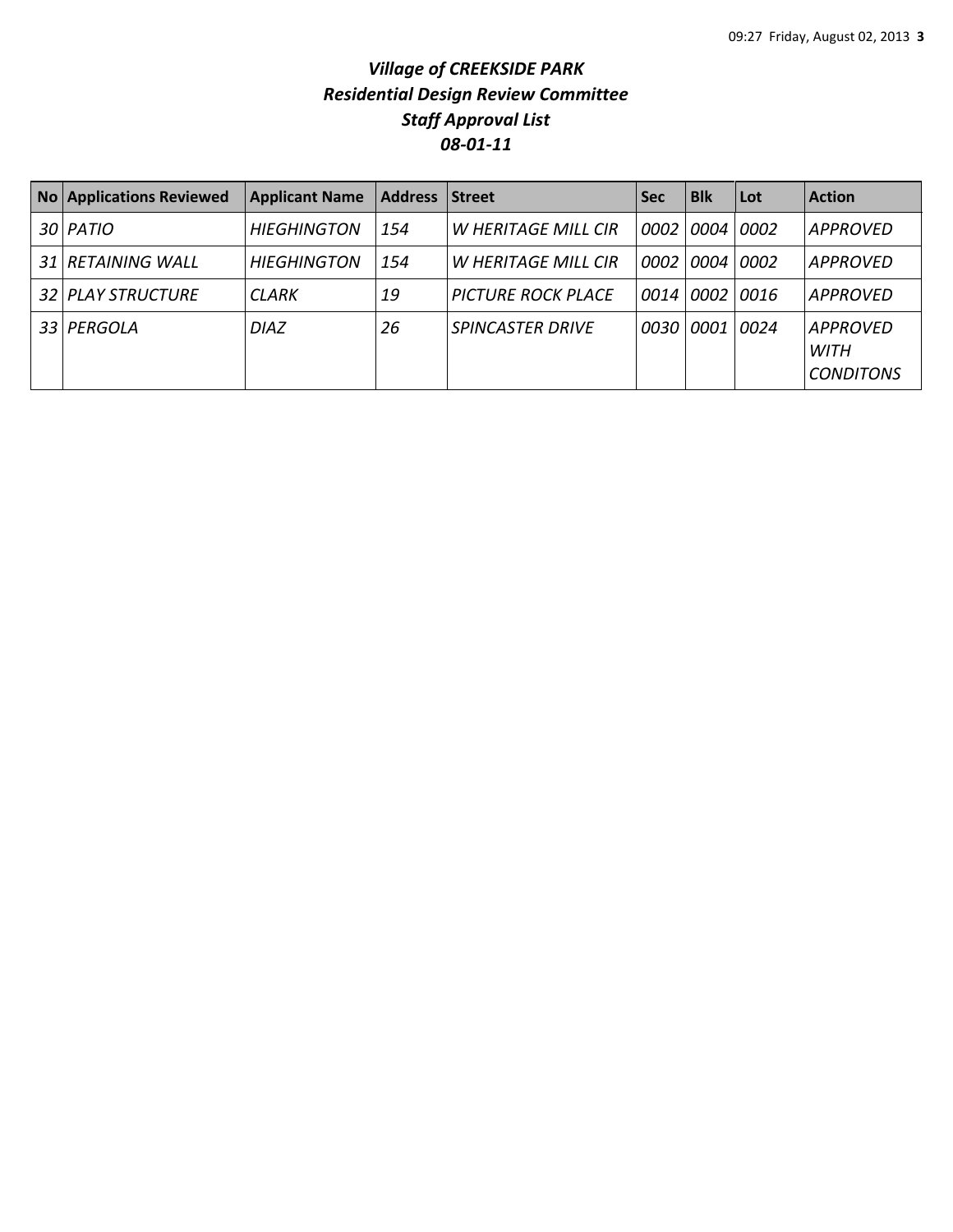# *Village of CREEKSIDE PARK*
## *Residential Design Review Committee*
## *Staff Approval List*
## *08-01-11*

| No | Applications Reviewed | Applicant Name | Address | Street | Sec | Blk | Lot | Action |
|---|---|---|---|---|---|---|---|---|
| *30* | *PATIO* | *HIEGHINGTON* | *154* | *W HERITAGE MILL CIR* | *0002* | *0004* | *0002* | *APPROVED* |
| *31* | *RETAINING WALL* | *HIEGHINGTON* | *154* | *W HERITAGE MILL CIR* | *0002* | *0004* | *0002* | *APPROVED* |
| *32* | *PLAY STRUCTURE* | *CLARK* | *19* | *PICTURE ROCK PLACE* | *0014* | *0002* | *0016* | *APPROVED* |
| *33* | *PERGOLA* | *DIAZ* | *26* | *SPINCASTER DRIVE* | *0030* | *0001* | *0024* | *APPROVED WITH CONDITONS* |